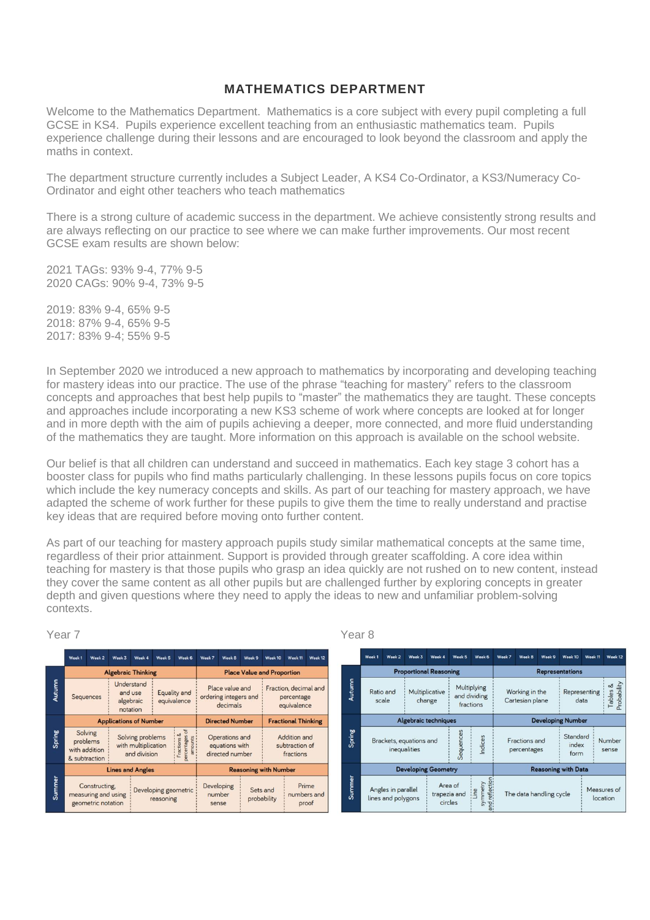# MATHEMATICS DEPARTMENT

Welcome to the Mathematics Department. Mathematics is a core subject with every pupil completing a full GCSE in KS4. Pupils experience excellent teaching from an enthusiastic mathematics team. Pupils experience challenge during their lessons and are encouraged to look beyond the classroom and apply the maths in context.

The department structure currently includes a Subject Leader, A KS4 Co-Ordinator, a KS3/Numeracy Co-Ordinator and eight other teachers who teach mathematics

There is a strong culture of academic success in the department. We achieve consistently strong results and are always reflecting on our practice to see where we can make further improvements. Our most recent GCSE exam results are shown below:

2021 TAGs: 93% 9-4, 77% 9-5
2020 CAGs: 90% 9-4, 73% 9-5

2019: 83% 9-4, 65% 9-5
2018: 87% 9-4, 65% 9-5
2017: 83% 9-4; 55% 9-5

In September 2020 we introduced a new approach to mathematics by incorporating and developing teaching for mastery ideas into our practice. The use of the phrase "teaching for mastery" refers to the classroom concepts and approaches that best help pupils to "master" the mathematics they are taught. These concepts and approaches include incorporating a new KS3 scheme of work where concepts are looked at for longer and in more depth with the aim of pupils achieving a deeper, more connected, and more fluid understanding of the mathematics they are taught. More information on this approach is available on the school website.

Our belief is that all children can understand and succeed in mathematics. Each key stage 3 cohort has a booster class for pupils who find maths particularly challenging. In these lessons pupils focus on core topics which include the key numeracy concepts and skills. As part of our teaching for mastery approach, we have adapted the scheme of work further for these pupils to give them the time to really understand and practise key ideas that are required before moving onto further content.

As part of our teaching for mastery approach pupils study similar mathematical concepts at the same time, regardless of their prior attainment. Support is provided through greater scaffolding. A core idea within teaching for mastery is that those pupils who grasp an idea quickly are not rushed on to new content, instead they cover the same content as all other pupils but are challenged further by exploring concepts in greater depth and given questions where they need to apply the ideas to new and unfamiliar problem-solving contexts.

Year 7

| | Week 1–6 | Week 7–12 |
|---|---|---|
| **Autumn** | **Algebraic Thinking**: Sequences; Understand and use algebraic notation; Equality and equivalence | **Place Value and Proportion**: Place value and ordering integers and decimals; Fraction, decimal and percentage equivalence |
| **Spring** | **Applications of Number**: Solving problems with addition & subtraction; Solving problems with multiplication and division; Fractions & percentages of amounts | **Directed Number**: Operations and equations with directed number; **Fractional Thinking**: Addition and subtraction of fractions |
| **Summer** | **Lines and Angles**: Constructing, measuring and using geometric notation; Developing geometric reasoning | **Reasoning with Number**: Developing number sense; Sets and probability; Prime numbers and proof |

Year 8

| | Week 1–6 | Week 7–12 |
|---|---|---|
| **Autumn** | **Proportional Reasoning**: Ratio and scale; Multiplicative change; Multiplying and dividing fractions | **Representations**: Working in the Cartesian plane; Representing data; Tables & Probability |
| **Spring** | **Algebraic techniques**: Brackets, equations and inequalities; Sequences; Indices | **Developing Number**: Fractions and percentages; Standard index form; Number sense |
| **Summer** | **Developing Geometry**: Angles in parallel lines and polygons; Area of trapezia and circles; Line symmetry and reflection | **Reasoning with Data**: The data handling cycle; Measures of location |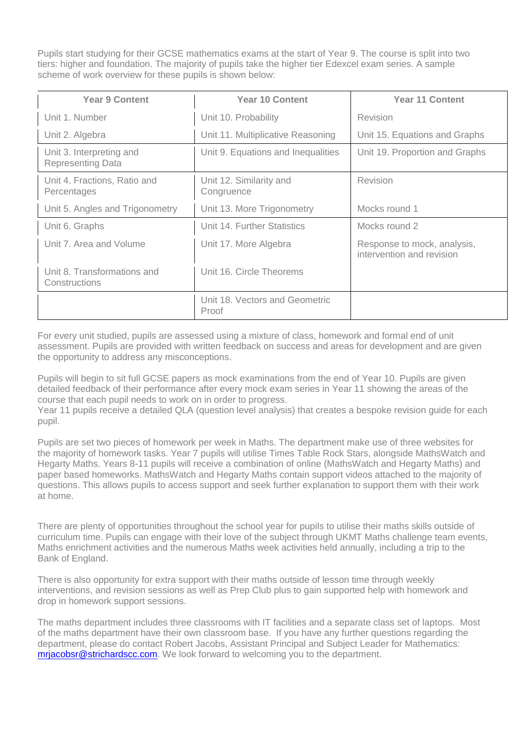Pupils start studying for their GCSE mathematics exams at the start of Year 9. The course is split into two tiers: higher and foundation. The majority of pupils take the higher tier Edexcel exam series. A sample scheme of work overview for these pupils is shown below:

| Year 9 Content | Year 10 Content | Year 11 Content |
|---|---|---|
| Unit 1. Number | Unit 10. Probability | Revision |
| Unit 2. Algebra | Unit 11. Multiplicative Reasoning | Unit 15. Equations and Graphs |
| Unit 3. Interpreting and Representing Data | Unit 9. Equations and Inequalities | Unit 19. Proportion and Graphs |
| Unit 4. Fractions, Ratio and Percentages | Unit 12. Similarity and Congruence | Revision |
| Unit 5. Angles and Trigonometry | Unit 13. More Trigonometry | Mocks round 1 |
| Unit 6. Graphs | Unit 14. Further Statistics | Mocks round 2 |
| Unit 7. Area and Volume | Unit 17. More Algebra | Response to mock, analysis, intervention and revision |
| Unit 8. Transformations and Constructions | Unit 16. Circle Theorems | |
| | Unit 18. Vectors and Geometric Proof | |

For every unit studied, pupils are assessed using a mixture of class, homework and formal end of unit assessment. Pupils are provided with written feedback on success and areas for development and are given the opportunity to address any misconceptions.

Pupils will begin to sit full GCSE papers as mock examinations from the end of Year 10. Pupils are given detailed feedback of their performance after every mock exam series in Year 11 showing the areas of the course that each pupil needs to work on in order to progress.
Year 11 pupils receive a detailed QLA (question level analysis) that creates a bespoke revision guide for each pupil.

Pupils are set two pieces of homework per week in Maths. The department make use of three websites for the majority of homework tasks. Year 7 pupils will utilise Times Table Rock Stars, alongside MathsWatch and Hegarty Maths. Years 8-11 pupils will receive a combination of online (MathsWatch and Hegarty Maths) and paper based homeworks. MathsWatch and Hegarty Maths contain support videos attached to the majority of questions. This allows pupils to access support and seek further explanation to support them with their work at home.

There are plenty of opportunities throughout the school year for pupils to utilise their maths skills outside of curriculum time. Pupils can engage with their love of the subject through UKMT Maths challenge team events, Maths enrichment activities and the numerous Maths week activities held annually, including a trip to the Bank of England.

There is also opportunity for extra support with their maths outside of lesson time through weekly interventions, and revision sessions as well as Prep Club plus to gain supported help with homework and drop in homework support sessions.

The maths department includes three classrooms with IT facilities and a separate class set of laptops. Most of the maths department have their own classroom base. If you have any further questions regarding the department, please do contact Robert Jacobs, Assistant Principal and Subject Leader for Mathematics: mrjacobsr@strichardscc.com. We look forward to welcoming you to the department.